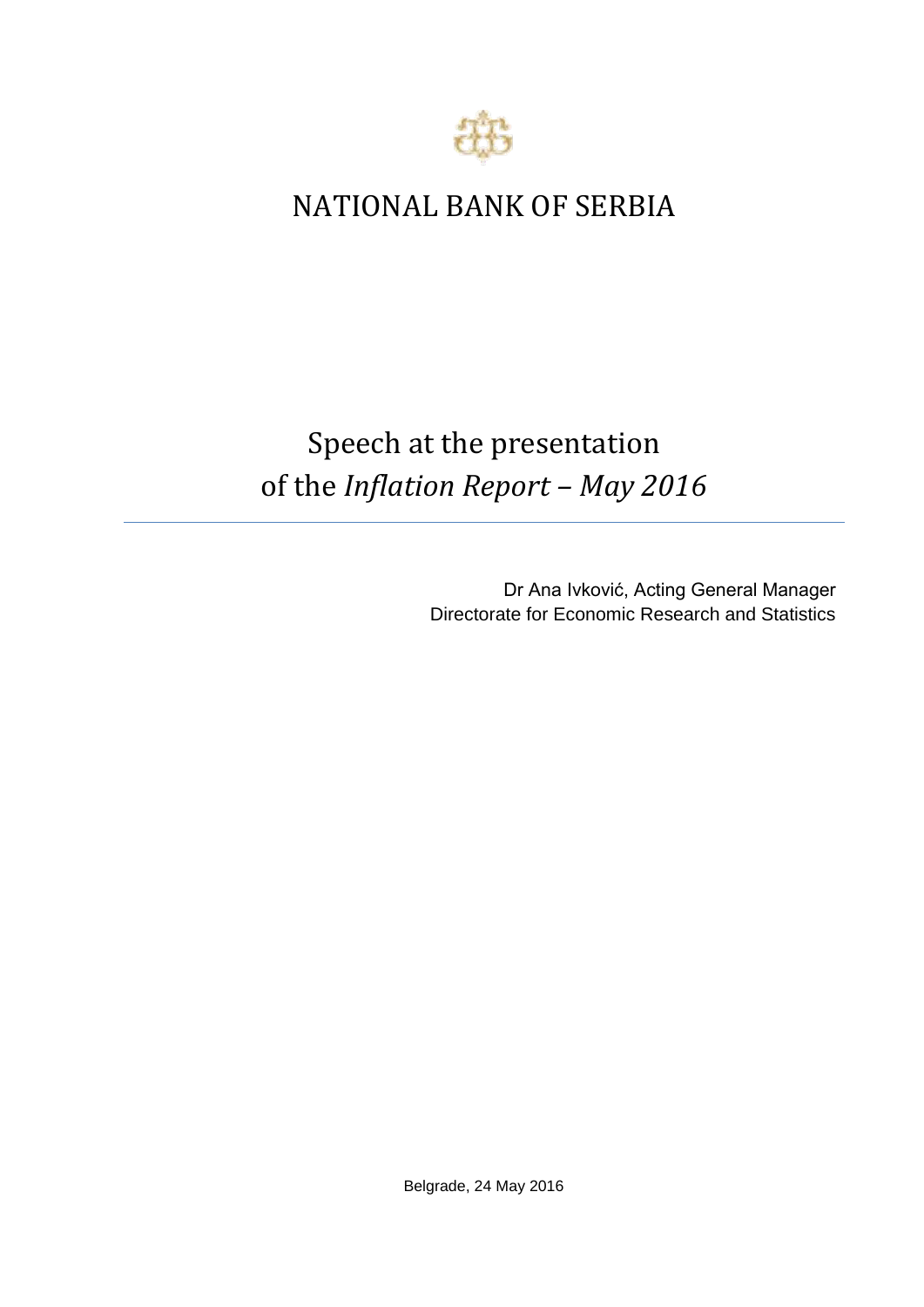# NATIONAL BANK OF SERBIA

## Speech at the presentation of the *Inflation Report – May 2016*

Dr Ana Ivković, Acting General Manager
Directorate for Economic Research and Statistics

Belgrade, 24 May 2016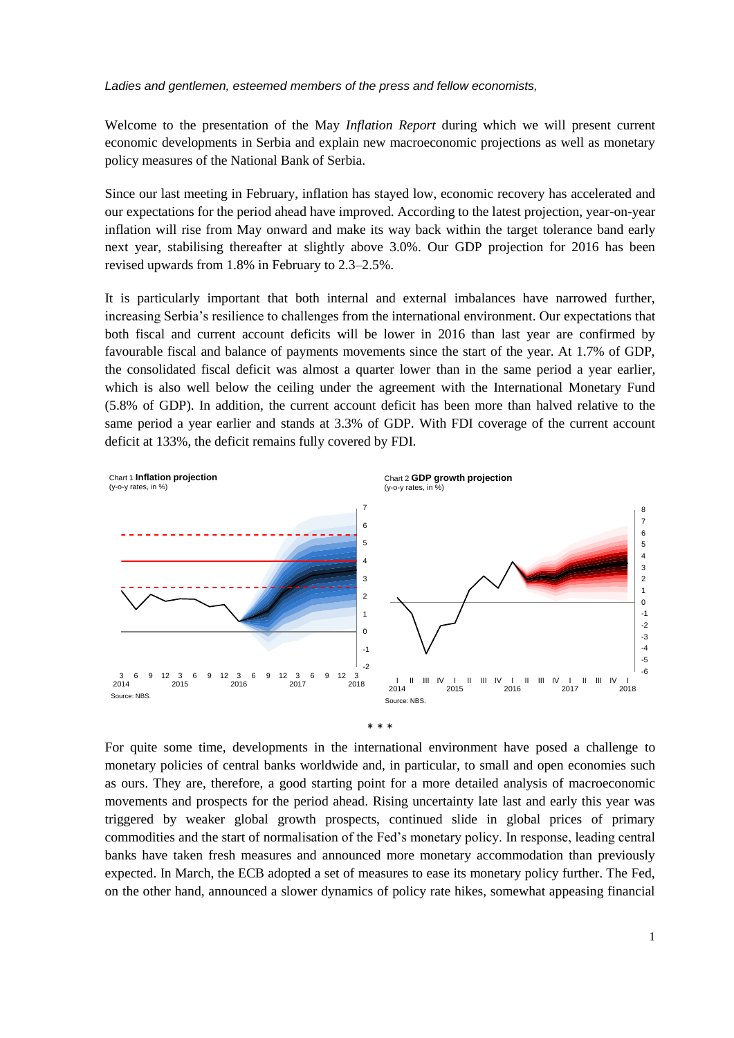*Ladies and gentlemen, esteemed members of the press and fellow economists,*

Welcome to the presentation of the May *Inflation Report* during which we will present current economic developments in Serbia and explain new macroeconomic projections as well as monetary policy measures of the National Bank of Serbia.

Since our last meeting in February, inflation has stayed low, economic recovery has accelerated and our expectations for the period ahead have improved. According to the latest projection, year-on-year inflation will rise from May onward and make its way back within the target tolerance band early next year, stabilising thereafter at slightly above 3.0%. Our GDP projection for 2016 has been revised upwards from 1.8% in February to 2.3–2.5%.

It is particularly important that both internal and external imbalances have narrowed further, increasing Serbia's resilience to challenges from the international environment. Our expectations that both fiscal and current account deficits will be lower in 2016 than last year are confirmed by favourable fiscal and balance of payments movements since the start of the year. At 1.7% of GDP, the consolidated fiscal deficit was almost a quarter lower than in the same period a year earlier, which is also well below the ceiling under the agreement with the International Monetary Fund (5.8% of GDP). In addition, the current account deficit has been more than halved relative to the same period a year earlier and stands at 3.3% of GDP. With FDI coverage of the current account deficit at 133%, the deficit remains fully covered by FDI.

Chart 1 **Inflation projection**
(y-o-y rates, in %)

Source: NBS.

Chart 2 **GDP growth projection**
(y-o-y rates, in %)

Source: NBS.

\* \* \*

For quite some time, developments in the international environment have posed a challenge to monetary policies of central banks worldwide and, in particular, to small and open economies such as ours. They are, therefore, a good starting point for a more detailed analysis of macroeconomic movements and prospects for the period ahead. Rising uncertainty late last and early this year was triggered by weaker global growth prospects, continued slide in global prices of primary commodities and the start of normalisation of the Fed's monetary policy. In response, leading central banks have taken fresh measures and announced more monetary accommodation than previously expected. In March, the ECB adopted a set of measures to ease its monetary policy further. The Fed, on the other hand, announced a slower dynamics of policy rate hikes, somewhat appeasing financial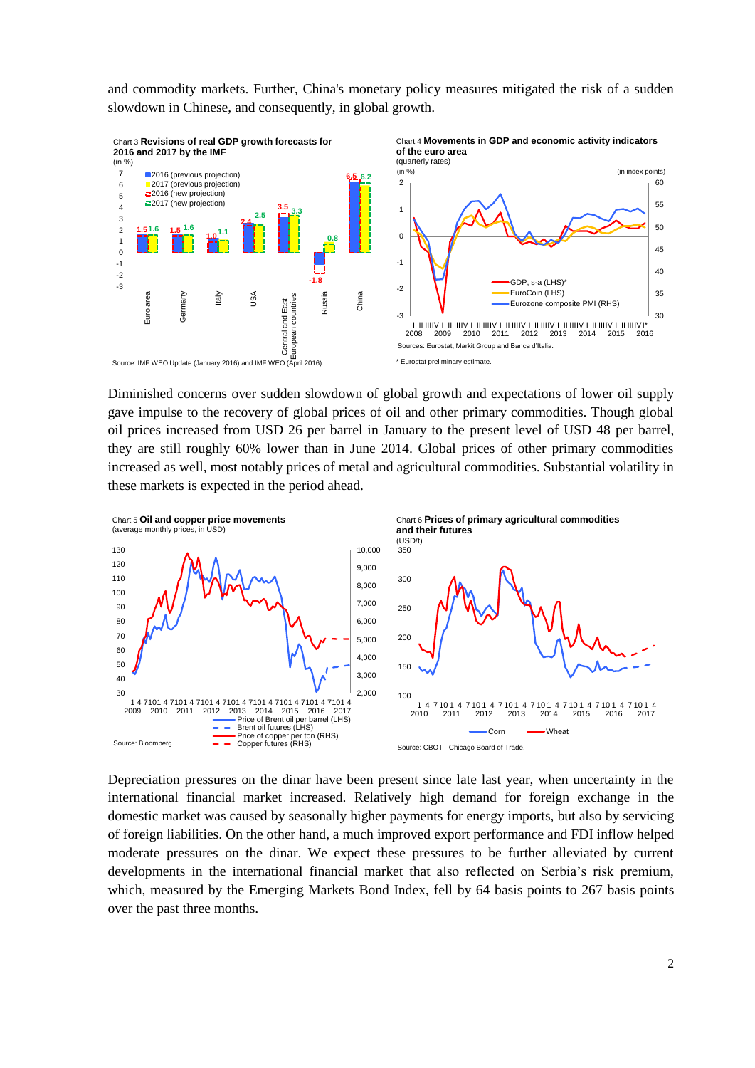and commodity markets. Further, China's monetary policy measures mitigated the risk of a sudden slowdown in Chinese, and consequently, in global growth.

Chart 3 **Revisions of real GDP growth forecasts for 2016 and 2017 by the IMF**
(in %)

Source: IMF WEO Update (January 2016) and IMF WEO (April 2016).

Chart 4 **Movements in GDP and economic activity indicators of the euro area**
(quarterly rates)

Sources: Eurostat, Markit Group and Banca d'Italia.

\* Eurostat preliminary estimate.

Diminished concerns over sudden slowdown of global growth and expectations of lower oil supply gave impulse to the recovery of global prices of oil and other primary commodities. Though global oil prices increased from USD 26 per barrel in January to the present level of USD 48 per barrel, they are still roughly 60% lower than in June 2014. Global prices of other primary commodities increased as well, most notably prices of metal and agricultural commodities. Substantial volatility in these markets is expected in the period ahead.

Chart 5 **Oil and copper price movements**
(average monthly prices, in USD)

Source: Bloomberg.

Chart 6 **Prices of primary agricultural commodities and their futures**
(USD/t)

Source: CBOT - Chicago Board of Trade.

Depreciation pressures on the dinar have been present since late last year, when uncertainty in the international financial market increased. Relatively high demand for foreign exchange in the domestic market was caused by seasonally higher payments for energy imports, but also by servicing of foreign liabilities. On the other hand, a much improved export performance and FDI inflow helped moderate pressures on the dinar. We expect these pressures to be further alleviated by current developments in the international financial market that also reflected on Serbia's risk premium, which, measured by the Emerging Markets Bond Index, fell by 64 basis points to 267 basis points over the past three months.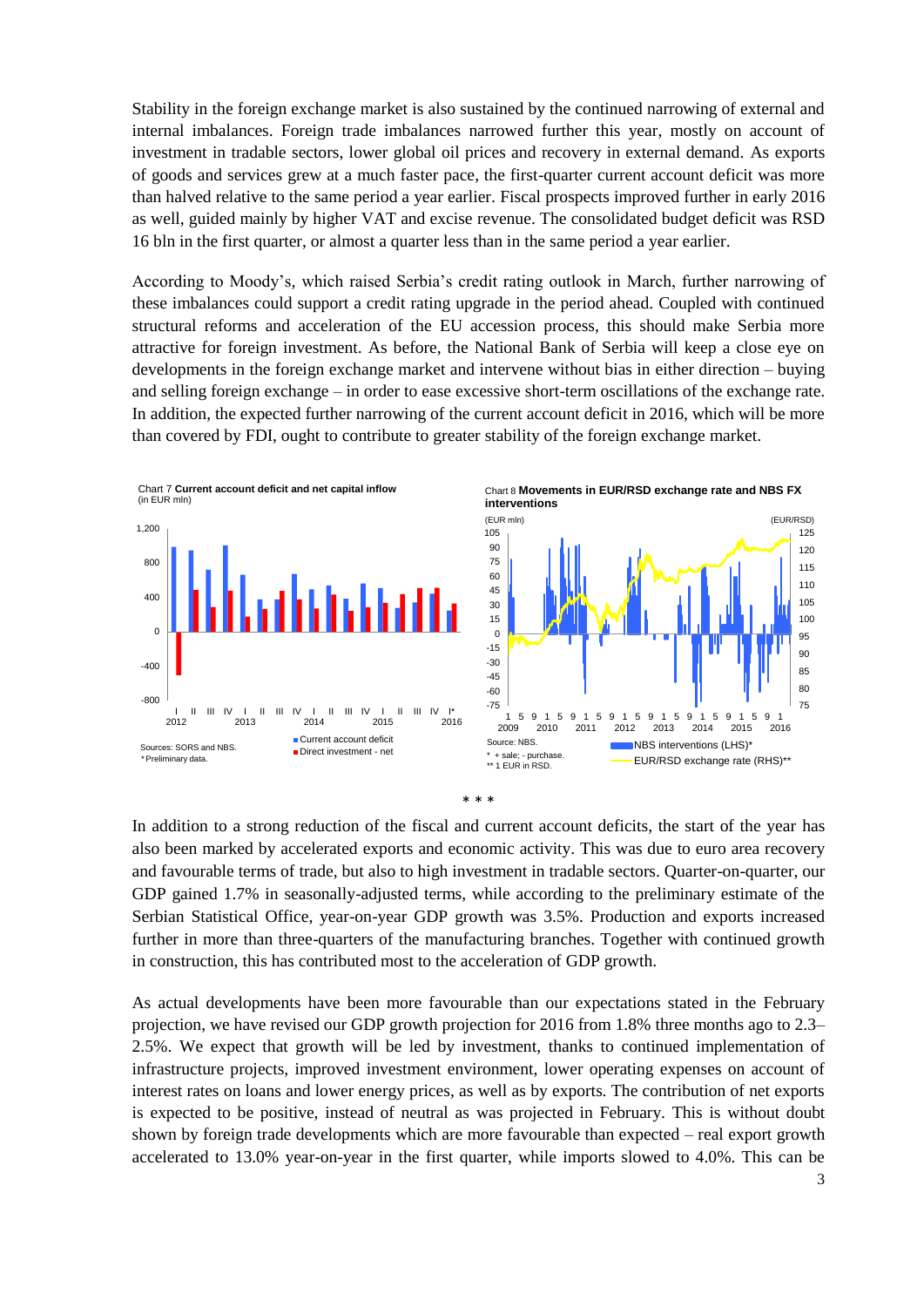Stability in the foreign exchange market is also sustained by the continued narrowing of external and internal imbalances. Foreign trade imbalances narrowed further this year, mostly on account of investment in tradable sectors, lower global oil prices and recovery in external demand. As exports of goods and services grew at a much faster pace, the first-quarter current account deficit was more than halved relative to the same period a year earlier. Fiscal prospects improved further in early 2016 as well, guided mainly by higher VAT and excise revenue. The consolidated budget deficit was RSD 16 bln in the first quarter, or almost a quarter less than in the same period a year earlier.

According to Moody's, which raised Serbia's credit rating outlook in March, further narrowing of these imbalances could support a credit rating upgrade in the period ahead. Coupled with continued structural reforms and acceleration of the EU accession process, this should make Serbia more attractive for foreign investment. As before, the National Bank of Serbia will keep a close eye on developments in the foreign exchange market and intervene without bias in either direction – buying and selling foreign exchange – in order to ease excessive short-term oscillations of the exchange rate. In addition, the expected further narrowing of the current account deficit in 2016, which will be more than covered by FDI, ought to contribute to greater stability of the foreign exchange market.

Chart 7 **Current account deficit and net capital inflow**
(in EUR mln)

Sources: SORS and NBS.
* Preliminary data.

Chart 8 **Movements in EUR/RSD exchange rate and NBS FX interventions**

Source: NBS.
* + sale; - purchase.
** 1 EUR in RSD.

\* \* \*

In addition to a strong reduction of the fiscal and current account deficits, the start of the year has also been marked by accelerated exports and economic activity. This was due to euro area recovery and favourable terms of trade, but also to high investment in tradable sectors. Quarter-on-quarter, our GDP gained 1.7% in seasonally-adjusted terms, while according to the preliminary estimate of the Serbian Statistical Office, year-on-year GDP growth was 3.5%. Production and exports increased further in more than three-quarters of the manufacturing branches. Together with continued growth in construction, this has contributed most to the acceleration of GDP growth.

As actual developments have been more favourable than our expectations stated in the February projection, we have revised our GDP growth projection for 2016 from 1.8% three months ago to 2.3–2.5%. We expect that growth will be led by investment, thanks to continued implementation of infrastructure projects, improved investment environment, lower operating expenses on account of interest rates on loans and lower energy prices, as well as by exports. The contribution of net exports is expected to be positive, instead of neutral as was projected in February. This is without doubt shown by foreign trade developments which are more favourable than expected – real export growth accelerated to 13.0% year-on-year in the first quarter, while imports slowed to 4.0%. This can be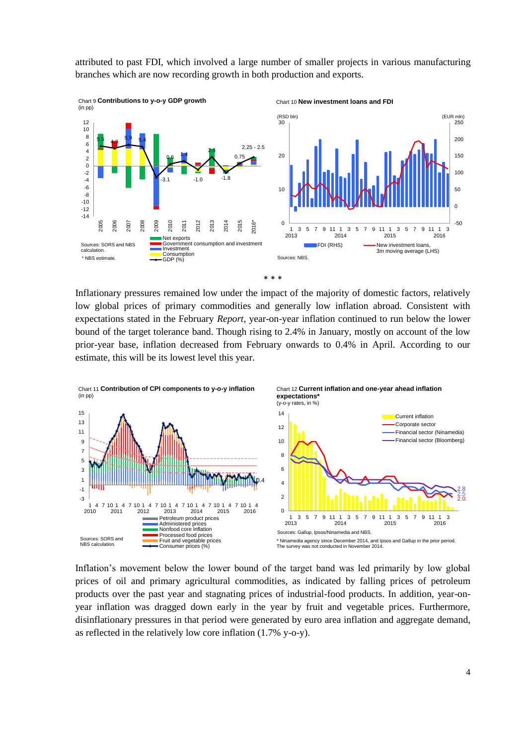attributed to past FDI, which involved a large number of smaller projects in various manufacturing branches which are now recording growth in both production and exports.

Chart 9 **Contributions to y-o-y GDP growth**
(in pp)

Sources: SORS and NBS calculation.
* NBS estimate.

Chart 10 **New investment loans and FDI**

Sources: NBS.

\* \* \*

Inflationary pressures remained low under the impact of the majority of domestic factors, relatively low global prices of primary commodities and generally low inflation abroad. Consistent with expectations stated in the February *Report*, year-on-year inflation continued to run below the lower bound of the target tolerance band. Though rising to 2.4% in January, mostly on account of the low prior-year base, inflation decreased from February onwards to 0.4% in April. According to our estimate, this will be its lowest level this year.

Chart 11 **Contribution of CPI components to y-o-y inflation**
(in pp)

Sources: SORS and NBS calculation.

Chart 12 **Current inflation and one-year ahead inflation expectations***
(y-o-y rates, in %)

Sources: Gallup, Ipsos/Ninamedia and NBS.

\* Ninamedia agency since December 2014, and Ipsos and Gallup in the prior period. The survey was not conducted in November 2014.

Inflation's movement below the lower bound of the target band was led primarily by low global prices of oil and primary agricultural commodities, as indicated by falling prices of petroleum products over the past year and stagnating prices of industrial-food products. In addition, year-on-year inflation was dragged down early in the year by fruit and vegetable prices. Furthermore, disinflationary pressures in that period were generated by euro area inflation and aggregate demand, as reflected in the relatively low core inflation (1.7% y-o-y).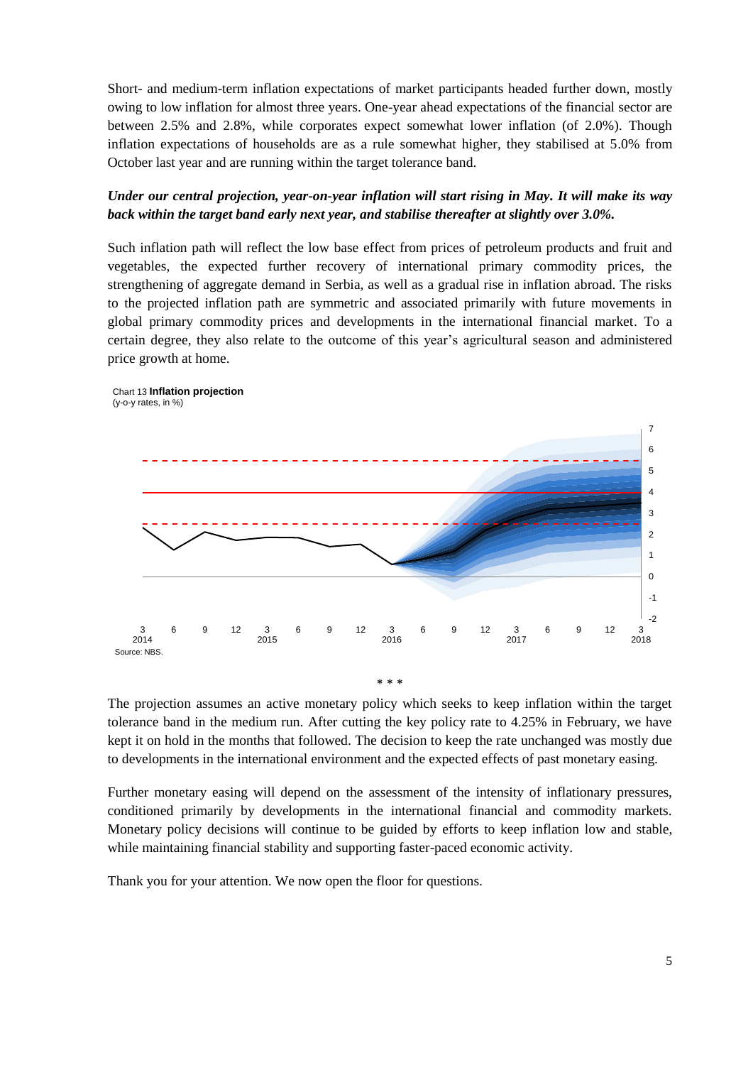Short- and medium-term inflation expectations of market participants headed further down, mostly owing to low inflation for almost three years. One-year ahead expectations of the financial sector are between 2.5% and 2.8%, while corporates expect somewhat lower inflation (of 2.0%). Though inflation expectations of households are as a rule somewhat higher, they stabilised at 5.0% from October last year and are running within the target tolerance band.

***Under our central projection, year-on-year inflation will start rising in May. It will make its way back within the target band early next year, and stabilise thereafter at slightly over 3.0%.***

Such inflation path will reflect the low base effect from prices of petroleum products and fruit and vegetables, the expected further recovery of international primary commodity prices, the strengthening of aggregate demand in Serbia, as well as a gradual rise in inflation abroad. The risks to the projected inflation path are symmetric and associated primarily with future movements in global primary commodity prices and developments in the international financial market. To a certain degree, they also relate to the outcome of this year's agricultural season and administered price growth at home.

Chart 13 **Inflation projection**
(y-o-y rates, in %)

7
6
5
4
3
2
1
0
-1
-2

3 2014, 6, 9, 12, 3 2015, 6, 9, 12, 3 2016, 6, 9, 12, 3 2017, 6, 9, 12, 3 2018

Source: NBS.

\* \* \*

The projection assumes an active monetary policy which seeks to keep inflation within the target tolerance band in the medium run. After cutting the key policy rate to 4.25% in February, we have kept it on hold in the months that followed. The decision to keep the rate unchanged was mostly due to developments in the international environment and the expected effects of past monetary easing.

Further monetary easing will depend on the assessment of the intensity of inflationary pressures, conditioned primarily by developments in the international financial and commodity markets. Monetary policy decisions will continue to be guided by efforts to keep inflation low and stable, while maintaining financial stability and supporting faster-paced economic activity.

Thank you for your attention. We now open the floor for questions.